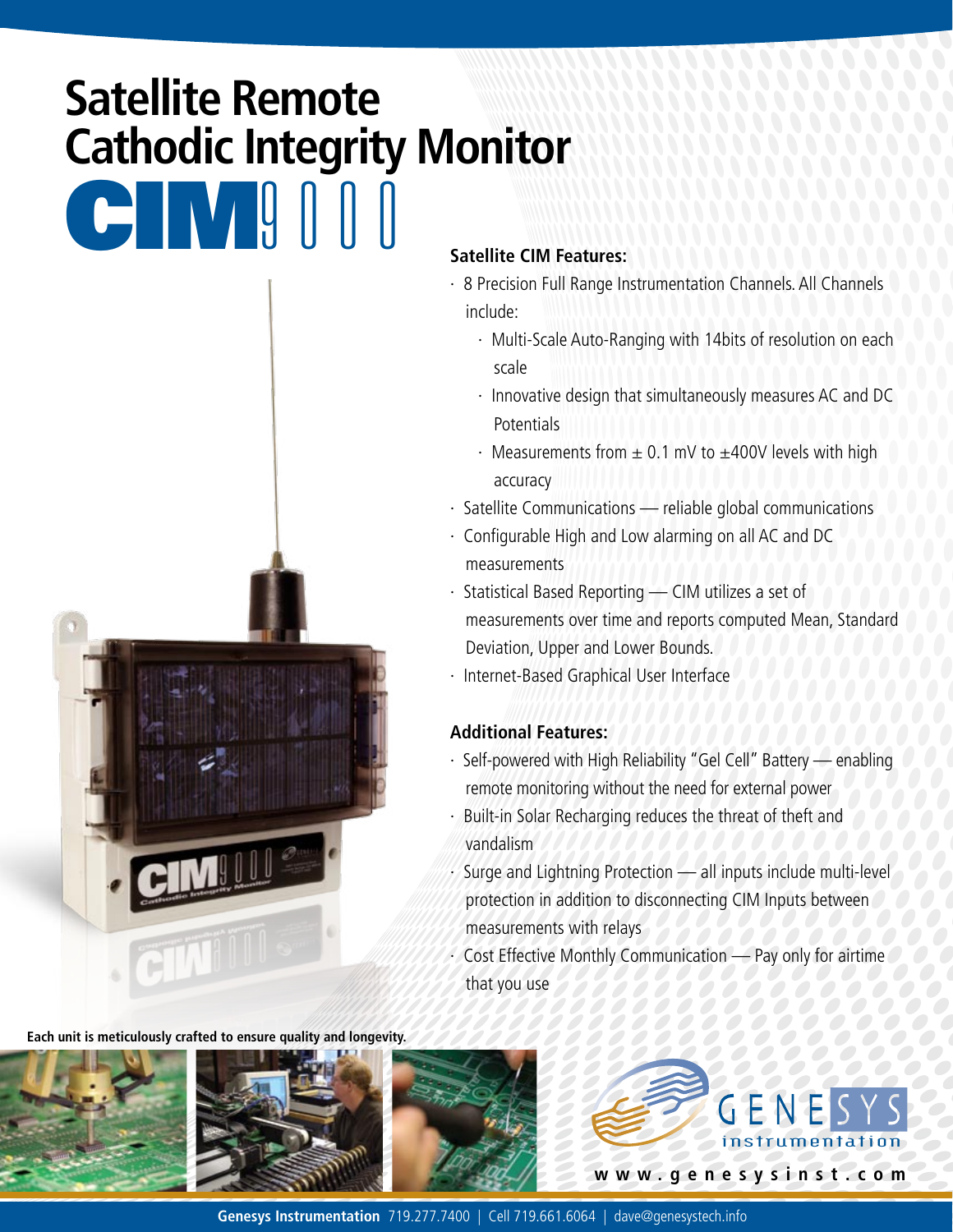# Satellite Remote Cathodic Integrity Monitor

# CIM9000

### Satellite CIM Features:

- 8 Precision Full Range Instrumentation Channels. All Channels include:
  - Multi-Scale Auto-Ranging with 14bits of resolution on each scale
  - Innovative design that simultaneously measures AC and DC Potentials
  - Measurements from ± 0.1 mV to ±400V levels with high accuracy
- Satellite Communications — reliable global communications
- Configurable High and Low alarming on all AC and DC measurements
- Statistical Based Reporting — CIM utilizes a set of measurements over time and reports computed Mean, Standard Deviation, Upper and Lower Bounds.
- Internet-Based Graphical User Interface

### Additional Features:

- Self-powered with High Reliability "Gel Cell" Battery — enabling remote monitoring without the need for external power
- Built-in Solar Recharging reduces the threat of theft and vandalism
- Surge and Lightning Protection — all inputs include multi-level protection in addition to disconnecting CIM Inputs between measurements with relays
- Cost Effective Monthly Communication — Pay only for airtime that you use

**Each unit is meticulously crafted to ensure quality and longevity.**

GENESYS instrumentation

www.genesysinst.com

**Genesys Instrumentation** 719.277.7400 | Cell 719.661.6064 | dave@genesystech.info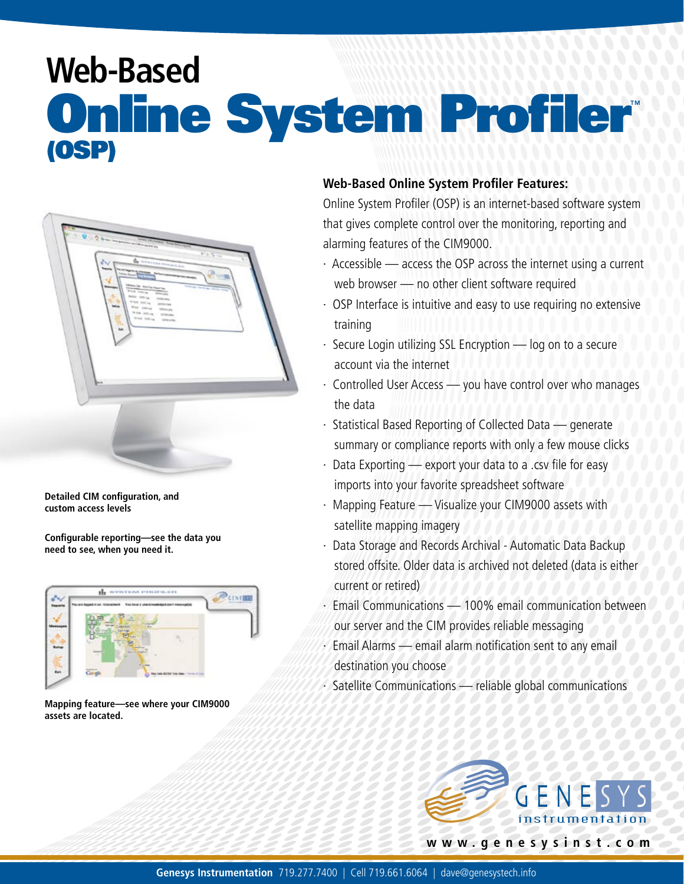# Web-Based Online System Profiler™ (OSP)

Detailed CIM configuration, and custom access levels

Configurable reporting—see the data you need to see, when you need it.

Mapping feature—see where your CIM9000 assets are located.

## Web-Based Online System Profiler Features:

Online System Profiler (OSP) is an internet-based software system that gives complete control over the monitoring, reporting and alarming features of the CIM9000.

- Accessible — access the OSP across the internet using a current web browser — no other client software required
- OSP Interface is intuitive and easy to use requiring no extensive training
- Secure Login utilizing SSL Encryption — log on to a secure account via the internet
- Controlled User Access — you have control over who manages the data
- Statistical Based Reporting of Collected Data — generate summary or compliance reports with only a few mouse clicks
- Data Exporting — export your data to a .csv file for easy imports into your favorite spreadsheet software
- Mapping Feature — Visualize your CIM9000 assets with satellite mapping imagery
- Data Storage and Records Archival - Automatic Data Backup stored offsite. Older data is archived not deleted (data is either current or retired)
- Email Communications — 100% email communication between our server and the CIM provides reliable messaging
- Email Alarms — email alarm notification sent to any email destination you choose
- Satellite Communications — reliable global communications

GENESYS instrumentation

www.genesysinst.com

**Genesys Instrumentation** 719.277.7400 | Cell 719.661.6064 | dave@genesystech.info